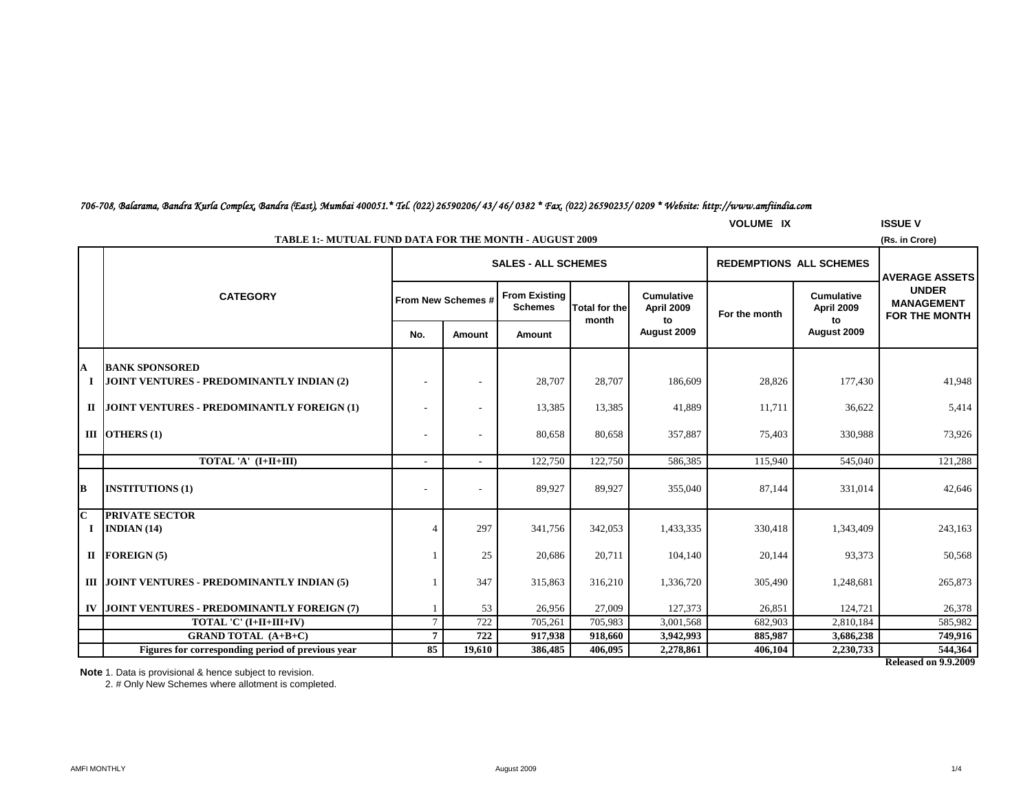*706-708, Balarama, Bandra Kurla Complex, Bandra (East), Mumbai 400051.* Tel. (022) 26590206/ 43/ 46/ 0382 * Fax. (022) 26590235/ 0209 * Website: http://www.amfiindia.com*

VOLUME IX ISSUE V

**TABLE 1:- MUTUAL FUND DATA FOR THE MONTH - AUGUST 2009**

(Rs. in Crore)

| | CATEGORY | SALES - ALL SCHEMES | | | | | REDEMPTIONS ALL SCHEMES | | AVERAGE ASSETS UNDER MANAGEMENT FOR THE MONTH |
|---|---|---|---|---|---|---|---|---|---|
| | | From New Schemes # | | From Existing Schemes | Total for the month | Cumulative April 2009 to August 2009 | For the month | Cumulative April 2009 to August 2009 | |
| | | No. | Amount | Amount | | | | | |
| **A** | **BANK SPONSORED** | | | | | | | | |
| **I** | **JOINT VENTURES - PREDOMINANTLY INDIAN (2)** | - | - | 28,707 | 28,707 | 186,609 | 28,826 | 177,430 | 41,948 |
| **II** | **JOINT VENTURES - PREDOMINANTLY FOREIGN (1)** | - | - | 13,385 | 13,385 | 41,889 | 11,711 | 36,622 | 5,414 |
| **III** | **OTHERS (1)** | - | - | 80,658 | 80,658 | 357,887 | 75,403 | 330,988 | 73,926 |
| | **TOTAL 'A' (I+II+III)** | - | - | 122,750 | 122,750 | 586,385 | 115,940 | 545,040 | 121,288 |
| **B** | **INSTITUTIONS (1)** | - | - | 89,927 | 89,927 | 355,040 | 87,144 | 331,014 | 42,646 |
| **C** | **PRIVATE SECTOR** | | | | | | | | |
| **I** | **INDIAN (14)** | 4 | 297 | 341,756 | 342,053 | 1,433,335 | 330,418 | 1,343,409 | 243,163 |
| **II** | **FOREIGN (5)** | 1 | 25 | 20,686 | 20,711 | 104,140 | 20,144 | 93,373 | 50,568 |
| **III** | **JOINT VENTURES - PREDOMINANTLY INDIAN (5)** | 1 | 347 | 315,863 | 316,210 | 1,336,720 | 305,490 | 1,248,681 | 265,873 |
| **IV** | **JOINT VENTURES - PREDOMINANTLY FOREIGN (7)** | 1 | 53 | 26,956 | 27,009 | 127,373 | 26,851 | 124,721 | 26,378 |
| | **TOTAL 'C' (I+II+III+IV)** | 7 | 722 | 705,261 | 705,983 | 3,001,568 | 682,903 | 2,810,184 | 585,982 |
| | **GRAND TOTAL (A+B+C)** | **7** | **722** | **917,938** | **918,660** | **3,942,993** | **885,987** | **3,686,238** | **749,916** |
| | **Figures for corresponding period of previous year** | **85** | **19,610** | **386,485** | **406,095** | **2,278,861** | **406,104** | **2,230,733** | **544,364** |

**Released on 9.9.2009**

**Note** 1. Data is provisional & hence subject to revision.
2. # Only New Schemes where allotment is completed.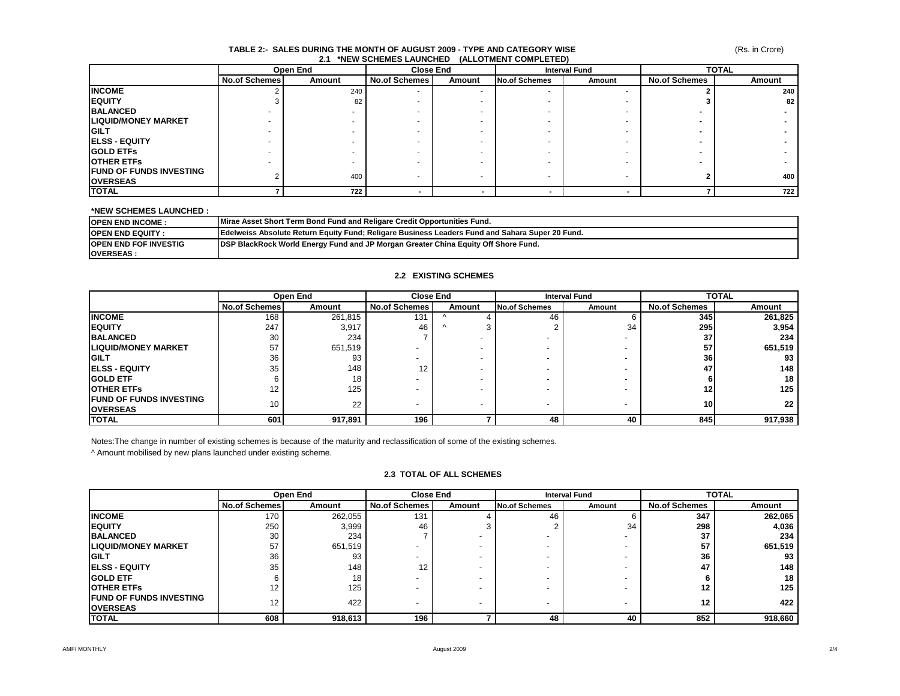## TABLE 2:- SALES DURING THE MONTH OF AUGUST 2009 - TYPE AND CATEGORY WISE

(Rs. in Crore)

### 2.1 *NEW SCHEMES LAUNCHED (ALLOTMENT COMPLETED)

| | Open End | | Close End | | Interval Fund | | TOTAL | |
|---|---|---|---|---|---|---|---|---|
| | No.of Schemes | Amount | No.of Schemes | Amount | No.of Schemes | Amount | No.of Schemes | Amount |
| **INCOME** | 2 | 240 | - | - | - | - | **2** | **240** |
| **EQUITY** | 3 | 82 | - | - | - | - | **3** | **82** |
| **BALANCED** | - | - | - | - | - | - | **-** | **-** |
| **LIQUID/MONEY MARKET** | - | - | - | - | - | - | **-** | **-** |
| **GILT** | - | - | - | - | - | - | **-** | **-** |
| **ELSS - EQUITY** | - | - | - | - | - | - | **-** | **-** |
| **GOLD ETFs** | - | - | - | - | - | - | **-** | **-** |
| **OTHER ETFs** | - | - | - | - | - | - | **-** | **-** |
| **FUND OF FUNDS INVESTING OVERSEAS** | 2 | 400 | - | - | - | - | **2** | **400** |
| **TOTAL** | **7** | **722** | **-** | **-** | **-** | **-** | **7** | **722** |

**\*NEW SCHEMES LAUNCHED :**

| | |
|---|---|
| **OPEN END INCOME :** | **Mirae Asset Short Term Bond Fund and Religare Credit Opportunities Fund.** |
| **OPEN END EQUITY :** | **Edelweiss Absolute Return Equity Fund; Religare Business Leaders Fund and Sahara Super 20 Fund.** |
| **OPEN END FOF INVESTIG OVERSEAS :** | **DSP BlackRock World Energy Fund and JP Morgan Greater China Equity Off Shore Fund.** |

### 2.2 EXISTING SCHEMES

| | Open End | | Close End | | Interval Fund | | TOTAL | |
|---|---|---|---|---|---|---|---|---|
| | No.of Schemes | Amount | No.of Schemes | Amount | No.of Schemes | Amount | No.of Schemes | Amount |
| **INCOME** | 168 | 261,815 | 131 | ^ 4 | 46 | 6 | **345** | **261,825** |
| **EQUITY** | 247 | 3,917 | 46 | ^ 3 | 2 | 34 | **295** | **3,954** |
| **BALANCED** | 30 | 234 | 7 | - | - | - | **37** | **234** |
| **LIQUID/MONEY MARKET** | 57 | 651,519 | - | - | - | - | **57** | **651,519** |
| **GILT** | 36 | 93 | - | - | - | - | **36** | **93** |
| **ELSS - EQUITY** | 35 | 148 | 12 | - | - | - | **47** | **148** |
| **GOLD ETF** | 6 | 18 | - | - | - | - | **6** | **18** |
| **OTHER ETFs** | 12 | 125 | - | - | - | - | **12** | **125** |
| **FUND OF FUNDS INVESTING OVERSEAS** | 10 | 22 | - | - | - | - | **10** | **22** |
| **TOTAL** | **601** | **917,891** | **196** | **7** | **48** | **40** | **845** | **917,938** |

Notes:The change in number of existing schemes is because of the maturity and reclassification of some of the existing schemes.

^ Amount mobilised by new plans launched under existing scheme.

### 2.3 TOTAL OF ALL SCHEMES

| | Open End | | Close End | | Interval Fund | | TOTAL | |
|---|---|---|---|---|---|---|---|---|
| | No.of Schemes | Amount | No.of Schemes | Amount | No.of Schemes | Amount | No.of Schemes | Amount |
| **INCOME** | 170 | 262,055 | 131 | 4 | 46 | 6 | **347** | **262,065** |
| **EQUITY** | 250 | 3,999 | 46 | 3 | 2 | 34 | **298** | **4,036** |
| **BALANCED** | 30 | 234 | 7 | - | - | - | **37** | **234** |
| **LIQUID/MONEY MARKET** | 57 | 651,519 | - | - | - | - | **57** | **651,519** |
| **GILT** | 36 | 93 | - | - | - | - | **36** | **93** |
| **ELSS - EQUITY** | 35 | 148 | 12 | - | - | - | **47** | **148** |
| **GOLD ETF** | 6 | 18 | - | - | - | - | **6** | **18** |
| **OTHER ETFs** | 12 | 125 | - | - | - | - | **12** | **125** |
| **FUND OF FUNDS INVESTING OVERSEAS** | 12 | 422 | - | - | - | - | **12** | **422** |
| **TOTAL** | **608** | **918,613** | **196** | **7** | **48** | **40** | **852** | **918,660** |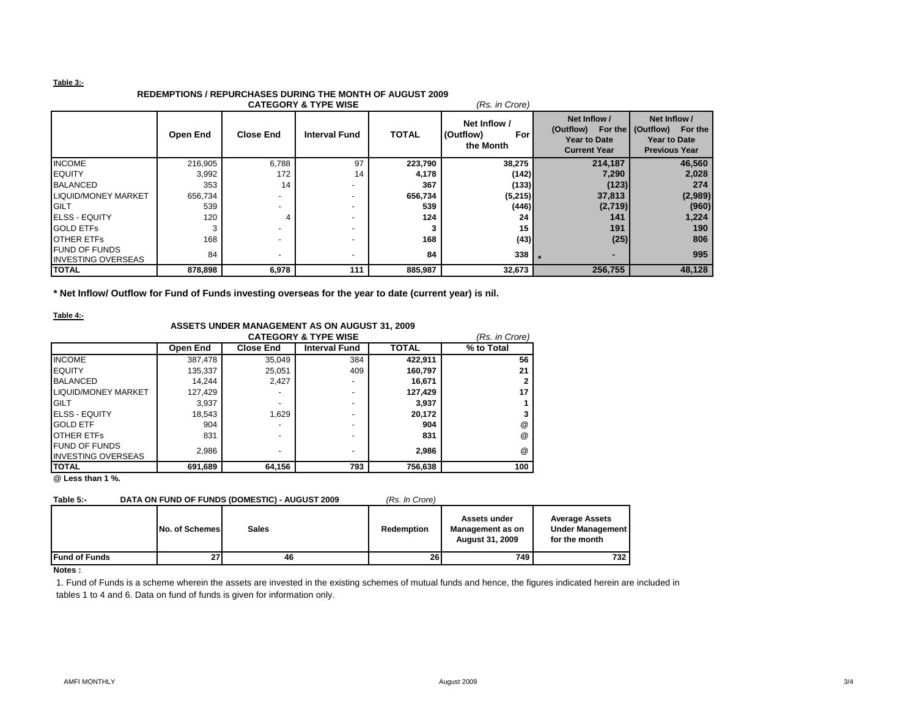**Table 3:-**

**REDEMPTIONS / REPURCHASES DURING THE MONTH OF AUGUST 2009**

**CATEGORY & TYPE WISE** *(Rs. in Crore)*

| | Open End | Close End | Interval Fund | TOTAL | Net Inflow / (Outflow) For the Month | Net Inflow / (Outflow) For the Year to Date Current Year | Net Inflow / (Outflow) For the Year to Date Previous Year |
|---|---|---|---|---|---|---|---|
| INCOME | 216,905 | 6,788 | 97 | 223,790 | 38,275 | 214,187 | 46,560 |
| EQUITY | 3,992 | 172 | 14 | 4,178 | (142) | 7,290 | 2,028 |
| BALANCED | 353 | 14 | - | 367 | (133) | (123) | 274 |
| LIQUID/MONEY MARKET | 656,734 | - | - | 656,734 | (5,215) | 37,813 | (2,989) |
| GILT | 539 | - | - | 539 | (446) | (2,719) | (960) |
| ELSS - EQUITY | 120 | 4 | - | 124 | 24 | 141 | 1,224 |
| GOLD ETFs | 3 | - | - | 3 | 15 | 191 | 190 |
| OTHER ETFs | 168 | - | - | 168 | (43) | (25) | 806 |
| FUND OF FUNDS INVESTING OVERSEAS | 84 | - | - | 84 | 338 | * - | 995 |
| TOTAL | 878,898 | 6,978 | 111 | 885,987 | 32,673 | 256,755 | 48,128 |

**\* Net Inflow/ Outflow for Fund of Funds investing overseas for the year to date (current year) is nil.**

**Table 4:-**

**ASSETS UNDER MANAGEMENT AS ON AUGUST 31, 2009**

**CATEGORY & TYPE WISE** *(Rs. in Crore)*

| | Open End | Close End | Interval Fund | TOTAL | % to Total |
|---|---|---|---|---|---|
| INCOME | 387,478 | 35,049 | 384 | 422,911 | 56 |
| EQUITY | 135,337 | 25,051 | 409 | 160,797 | 21 |
| BALANCED | 14,244 | 2,427 | - | 16,671 | 2 |
| LIQUID/MONEY MARKET | 127,429 | - | - | 127,429 | 17 |
| GILT | 3,937 | - | - | 3,937 | 1 |
| ELSS - EQUITY | 18,543 | 1,629 | - | 20,172 | 3 |
| GOLD ETF | 904 | - | - | 904 | @ |
| OTHER ETFs | 831 | - | - | 831 | @ |
| FUND OF FUNDS INVESTING OVERSEAS | 2,986 | - | - | 2,986 | @ |
| TOTAL | 691,689 | 64,156 | 793 | 756,638 | 100 |

**@ Less than 1 %.**

**Table 5:- DATA ON FUND OF FUNDS (DOMESTIC) - AUGUST 2009** *(Rs. In Crore)*

| | No. of Schemes | Sales | Redemption | Assets under Management as on August 31, 2009 | Average Assets Under Management for the month |
|---|---|---|---|---|---|
| Fund of Funds | 27 | 46 | 26 | 749 | 732 |

**Notes :**

1. Fund of Funds is a scheme wherein the assets are invested in the existing schemes of mutual funds and hence, the figures indicated herein are included in tables 1 to 4 and 6. Data on fund of funds is given for information only.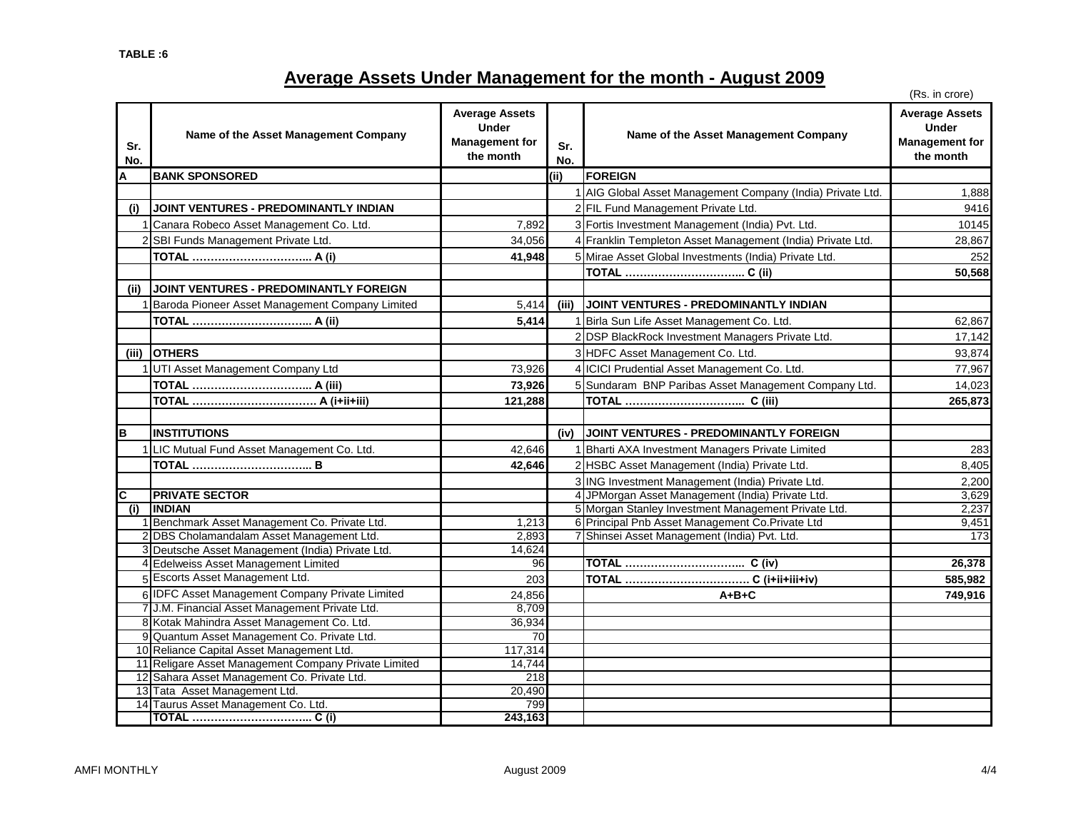TABLE :6

# Average Assets Under Management for the month - August 2009

(Rs. in crore)

| Sr. No. | Name of the Asset Management Company | Average Assets Under Management for the month | Sr. No. | Name of the Asset Management Company | Average Assets Under Management for the month |
|---|---|---|---|---|---|
| **A** | **BANK SPONSORED** | | **(ii)** | **FOREIGN** | |
| | | | 1 | AIG Global Asset Management Company (India) Private Ltd. | 1,888 |
| **(i)** | **JOINT VENTURES - PREDOMINANTLY INDIAN** | | 2 | FIL Fund Management Private Ltd. | 9416 |
| 1 | Canara Robeco Asset Management Co. Ltd. | 7,892 | 3 | Fortis Investment Management (India) Pvt. Ltd. | 10145 |
| 2 | SBI Funds Management Private Ltd. | 34,056 | 4 | Franklin Templeton Asset Management (India) Private Ltd. | 28,867 |
| | **TOTAL ………………………….. A (i)** | **41,948** | 5 | Mirae Asset Global Investments (India) Private Ltd. | 252 |
| | | | | **TOTAL ………………………….. C (ii)** | **50,568** |
| **(ii)** | **JOINT VENTURES - PREDOMINANTLY FOREIGN** | | | | |
| 1 | Baroda Pioneer Asset Management Company Limited | 5,414 | **(iii)** | **JOINT VENTURES - PREDOMINANTLY INDIAN** | |
| | **TOTAL ………………………….. A (ii)** | **5,414** | 1 | Birla Sun Life Asset Management Co. Ltd. | 62,867 |
| | | | 2 | DSP BlackRock Investment Managers Private Ltd. | 17,142 |
| **(iii)** | **OTHERS** | | 3 | HDFC Asset Management Co. Ltd. | 93,874 |
| 1 | UTI Asset Management Company Ltd | 73,926 | 4 | ICICI Prudential Asset Management Co. Ltd. | 77,967 |
| | **TOTAL ………………………….. A (iii)** | **73,926** | 5 | Sundaram BNP Paribas Asset Management Company Ltd. | 14,023 |
| | **TOTAL …………………………… A (i+ii+iii)** | **121,288** | | **TOTAL ………………………….. C (iii)** | **265,873** |
| | | | | | |
| **B** | **INSTITUTIONS** | | **(iv)** | **JOINT VENTURES - PREDOMINANTLY FOREIGN** | |
| 1 | LIC Mutual Fund Asset Management Co. Ltd. | 42,646 | 1 | Bharti AXA Investment Managers Private Limited | 283 |
| | **TOTAL ………………………….. B** | **42,646** | 2 | HSBC Asset Management (India) Private Ltd. | 8,405 |
| | | | 3 | ING Investment Management (India) Private Ltd. | 2,200 |
| **C** | **PRIVATE SECTOR** | | 4 | JPMorgan Asset Management (India) Private Ltd. | 3,629 |
| **(i)** | **INDIAN** | | 5 | Morgan Stanley Investment Management Private Ltd. | 2,237 |
| 1 | Benchmark Asset Management Co. Private Ltd. | 1,213 | 6 | Principal Pnb Asset Management Co.Private Ltd | 9,451 |
| 2 | DBS Cholamandalam Asset Management Ltd. | 2,893 | 7 | Shinsei Asset Management (India) Pvt. Ltd. | 173 |
| 3 | Deutsche Asset Management (India) Private Ltd. | 14,624 | | | |
| 4 | Edelweiss Asset Management Limited | 96 | | **TOTAL ………………………….. C (iv)** | **26,378** |
| 5 | Escorts Asset Management Ltd. | 203 | | **TOTAL …………………………… C (i+ii+iii+iv)** | **585,982** |
| 6 | IDFC Asset Management Company Private Limited | 24,856 | | **A+B+C** | **749,916** |
| 7 | J.M. Financial Asset Management Private Ltd. | 8,709 | | | |
| 8 | Kotak Mahindra Asset Management Co. Ltd. | 36,934 | | | |
| 9 | Quantum Asset Management Co. Private Ltd. | 70 | | | |
| 10 | Reliance Capital Asset Management Ltd. | 117,314 | | | |
| 11 | Religare Asset Management Company Private Limited | 14,744 | | | |
| 12 | Sahara Asset Management Co. Private Ltd. | 218 | | | |
| 13 | Tata Asset Management Ltd. | 20,490 | | | |
| 14 | Taurus Asset Management Co. Ltd. | 799 | | | |
| | **TOTAL ………………………….. C (i)** | **243,163** | | | |